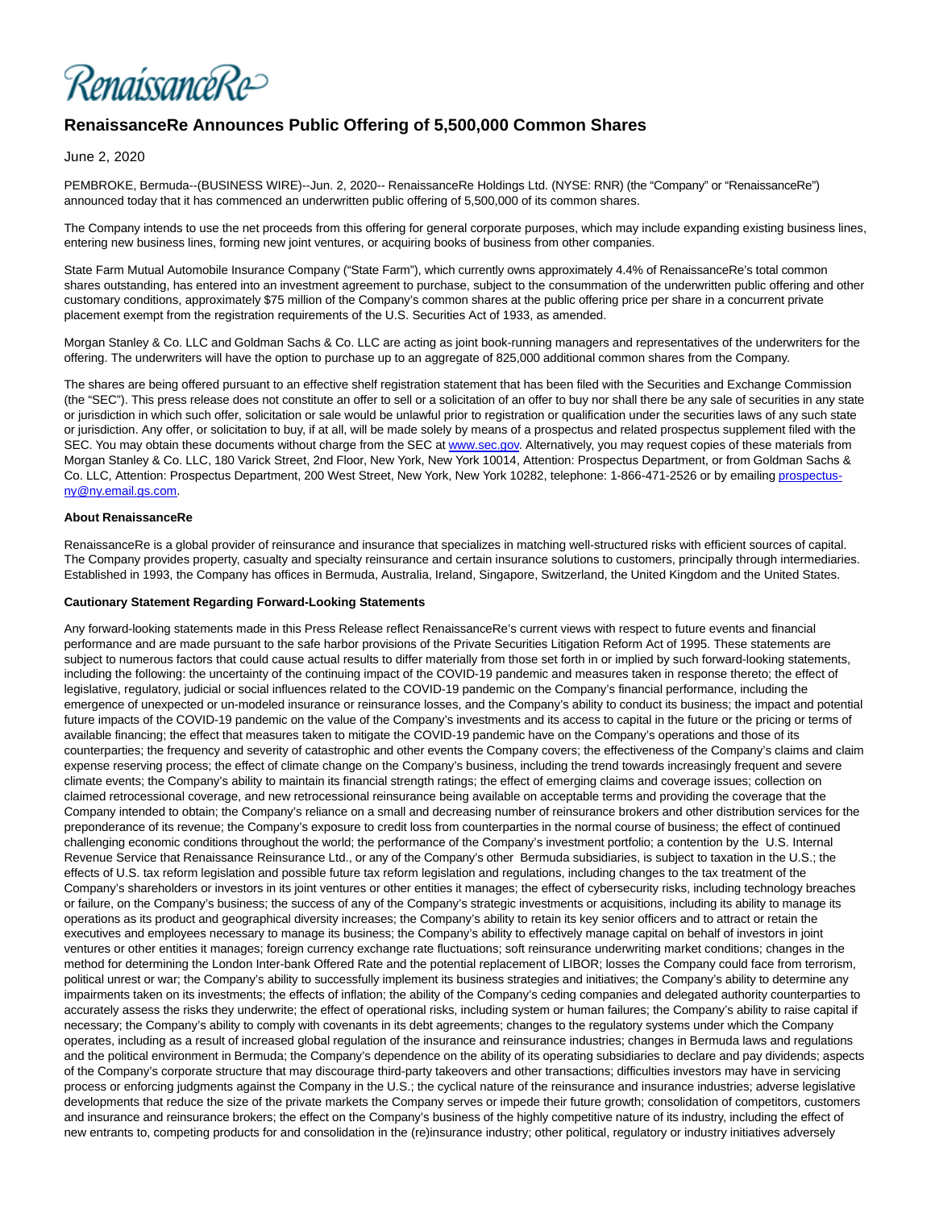RenaissanceRe

# RenaissanceRe Announces Public Offering of 5,500,000 Common Shares

June 2, 2020

PEMBROKE, Bermuda--(BUSINESS WIRE)--Jun. 2, 2020-- RenaissanceRe Holdings Ltd. (NYSE: RNR) (the "Company" or "RenaissanceRe") announced today that it has commenced an underwritten public offering of 5,500,000 of its common shares.

The Company intends to use the net proceeds from this offering for general corporate purposes, which may include expanding existing business lines, entering new business lines, forming new joint ventures, or acquiring books of business from other companies.

State Farm Mutual Automobile Insurance Company ("State Farm"), which currently owns approximately 4.4% of RenaissanceRe's total common shares outstanding, has entered into an investment agreement to purchase, subject to the consummation of the underwritten public offering and other customary conditions, approximately $75 million of the Company's common shares at the public offering price per share in a concurrent private placement exempt from the registration requirements of the U.S. Securities Act of 1933, as amended.

Morgan Stanley & Co. LLC and Goldman Sachs & Co. LLC are acting as joint book-running managers and representatives of the underwriters for the offering. The underwriters will have the option to purchase up to an aggregate of 825,000 additional common shares from the Company.

The shares are being offered pursuant to an effective shelf registration statement that has been filed with the Securities and Exchange Commission (the "SEC"). This press release does not constitute an offer to sell or a solicitation of an offer to buy nor shall there be any sale of securities in any state or jurisdiction in which such offer, solicitation or sale would be unlawful prior to registration or qualification under the securities laws of any such state or jurisdiction. Any offer, or solicitation to buy, if at all, will be made solely by means of a prospectus and related prospectus supplement filed with the SEC. You may obtain these documents without charge from the SEC at www.sec.gov. Alternatively, you may request copies of these materials from Morgan Stanley & Co. LLC, 180 Varick Street, 2nd Floor, New York, New York 10014, Attention: Prospectus Department, or from Goldman Sachs & Co. LLC, Attention: Prospectus Department, 200 West Street, New York, New York 10282, telephone: 1-866-471-2526 or by emailing prospectus-ny@ny.email.gs.com.

**About RenaissanceRe**

RenaissanceRe is a global provider of reinsurance and insurance that specializes in matching well-structured risks with efficient sources of capital. The Company provides property, casualty and specialty reinsurance and certain insurance solutions to customers, principally through intermediaries. Established in 1993, the Company has offices in Bermuda, Australia, Ireland, Singapore, Switzerland, the United Kingdom and the United States.

**Cautionary Statement Regarding Forward-Looking Statements**

Any forward-looking statements made in this Press Release reflect RenaissanceRe's current views with respect to future events and financial performance and are made pursuant to the safe harbor provisions of the Private Securities Litigation Reform Act of 1995. These statements are subject to numerous factors that could cause actual results to differ materially from those set forth in or implied by such forward-looking statements, including the following: the uncertainty of the continuing impact of the COVID-19 pandemic and measures taken in response thereto; the effect of legislative, regulatory, judicial or social influences related to the COVID-19 pandemic on the Company's financial performance, including the emergence of unexpected or un-modeled insurance or reinsurance losses, and the Company's ability to conduct its business; the impact and potential future impacts of the COVID-19 pandemic on the value of the Company's investments and its access to capital in the future or the pricing or terms of available financing; the effect that measures taken to mitigate the COVID-19 pandemic have on the Company's operations and those of its counterparties; the frequency and severity of catastrophic and other events the Company covers; the effectiveness of the Company's claims and claim expense reserving process; the effect of climate change on the Company's business, including the trend towards increasingly frequent and severe climate events; the Company's ability to maintain its financial strength ratings; the effect of emerging claims and coverage issues; collection on claimed retrocessional coverage, and new retrocessional reinsurance being available on acceptable terms and providing the coverage that the Company intended to obtain; the Company's reliance on a small and decreasing number of reinsurance brokers and other distribution services for the preponderance of its revenue; the Company's exposure to credit loss from counterparties in the normal course of business; the effect of continued challenging economic conditions throughout the world; the performance of the Company's investment portfolio; a contention by the U.S. Internal Revenue Service that Renaissance Reinsurance Ltd., or any of the Company's other Bermuda subsidiaries, is subject to taxation in the U.S.; the effects of U.S. tax reform legislation and possible future tax reform legislation and regulations, including changes to the tax treatment of the Company's shareholders or investors in its joint ventures or other entities it manages; the effect of cybersecurity risks, including technology breaches or failure, on the Company's business; the success of any of the Company's strategic investments or acquisitions, including its ability to manage its operations as its product and geographical diversity increases; the Company's ability to retain its key senior officers and to attract or retain the executives and employees necessary to manage its business; the Company's ability to effectively manage capital on behalf of investors in joint ventures or other entities it manages; foreign currency exchange rate fluctuations; soft reinsurance underwriting market conditions; changes in the method for determining the London Inter-bank Offered Rate and the potential replacement of LIBOR; losses the Company could face from terrorism, political unrest or war; the Company's ability to successfully implement its business strategies and initiatives; the Company's ability to determine any impairments taken on its investments; the effects of inflation; the ability of the Company's ceding companies and delegated authority counterparties to accurately assess the risks they underwrite; the effect of operational risks, including system or human failures; the Company's ability to raise capital if necessary; the Company's ability to comply with covenants in its debt agreements; changes to the regulatory systems under which the Company operates, including as a result of increased global regulation of the insurance and reinsurance industries; changes in Bermuda laws and regulations and the political environment in Bermuda; the Company's dependence on the ability of its operating subsidiaries to declare and pay dividends; aspects of the Company's corporate structure that may discourage third-party takeovers and other transactions; difficulties investors may have in servicing process or enforcing judgments against the Company in the U.S.; the cyclical nature of the reinsurance and insurance industries; adverse legislative developments that reduce the size of the private markets the Company serves or impede their future growth; consolidation of competitors, customers and insurance and reinsurance brokers; the effect on the Company's business of the highly competitive nature of its industry, including the effect of new entrants to, competing products for and consolidation in the (re)insurance industry; other political, regulatory or industry initiatives adversely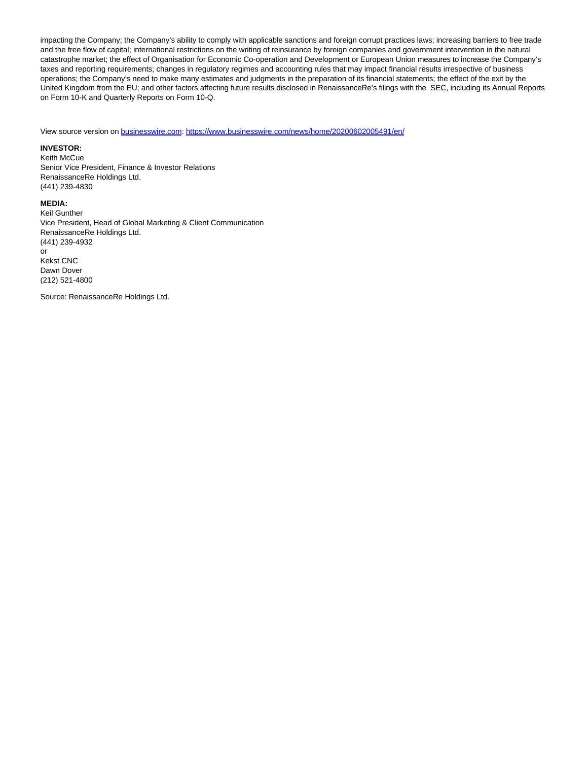impacting the Company; the Company's ability to comply with applicable sanctions and foreign corrupt practices laws; increasing barriers to free trade and the free flow of capital; international restrictions on the writing of reinsurance by foreign companies and government intervention in the natural catastrophe market; the effect of Organisation for Economic Co-operation and Development or European Union measures to increase the Company's taxes and reporting requirements; changes in regulatory regimes and accounting rules that may impact financial results irrespective of business operations; the Company's need to make many estimates and judgments in the preparation of its financial statements; the effect of the exit by the United Kingdom from the EU; and other factors affecting future results disclosed in RenaissanceRe's filings with the SEC, including its Annual Reports on Form 10-K and Quarterly Reports on Form 10-Q.

View source version on [businesswire.com](https://www.businesswire.com): [https://www.businesswire.com/news/home/20200602005491/en/](https://www.businesswire.com/news/home/20200602005491/en/)

**INVESTOR:**
Keith McCue
Senior Vice President, Finance & Investor Relations
RenaissanceRe Holdings Ltd.
(441) 239-4830

**MEDIA:**
Keil Gunther
Vice President, Head of Global Marketing & Client Communication
RenaissanceRe Holdings Ltd.
(441) 239-4932
or
Kekst CNC
Dawn Dover
(212) 521-4800

Source: RenaissanceRe Holdings Ltd.